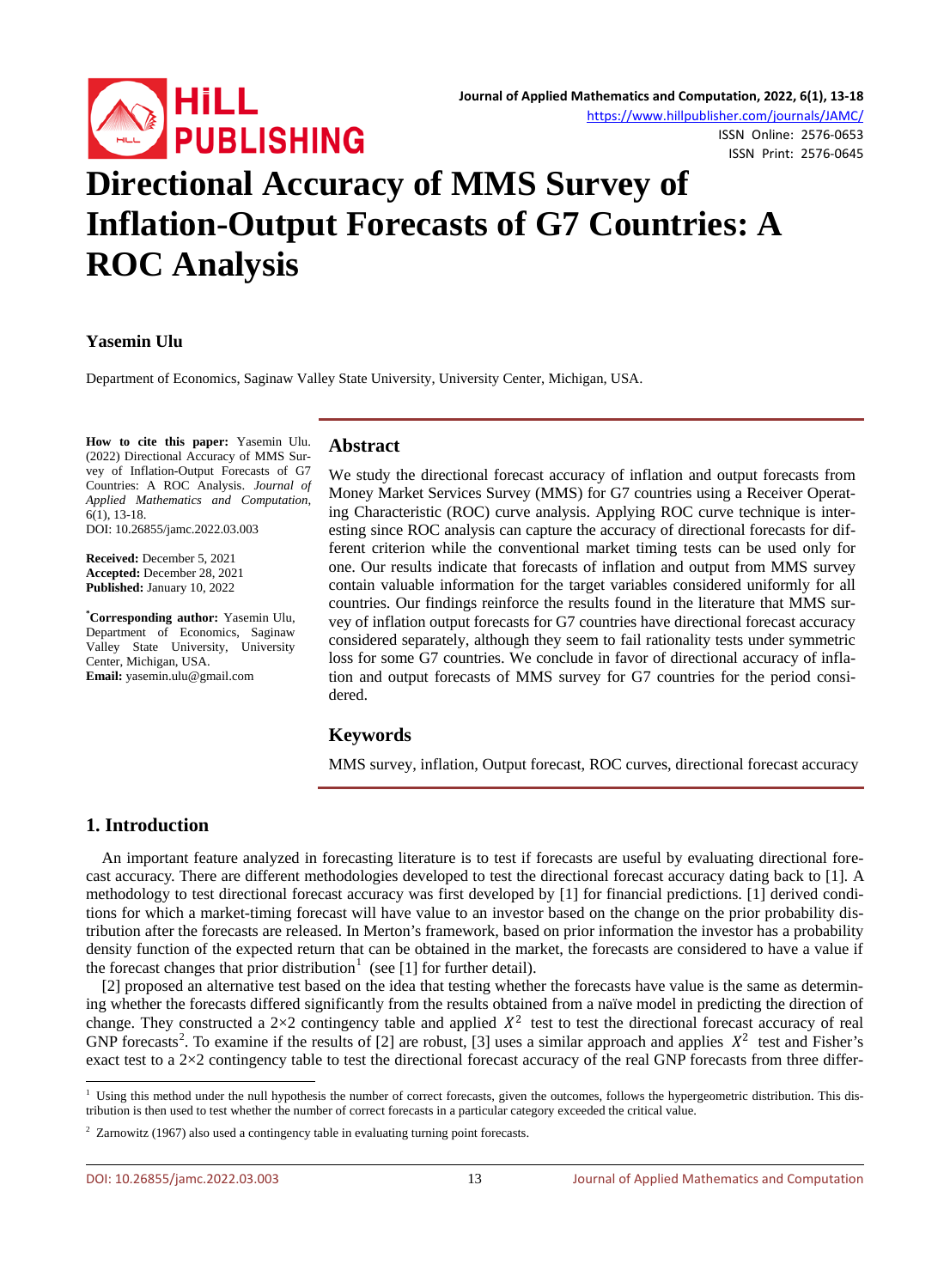# Directional Accuracy of MMS Survey of Inflation-Output Forecasts of G7 Countries: A ROC Analysis

**Yasemin Ulu**

Department of Economics, Saginaw Valley State University, University Center, Michigan, USA.

**How to cite this paper:** Yasemin Ulu. (2022) Directional Accuracy of MMS Survey of Inflation-Output Forecasts of G7 Countries: A ROC Analysis. *Journal of Applied Mathematics and Computation*, 6(1), 13-18.
DOI: 10.26855/jamc.2022.03.003

**Received:** December 5, 2021
**Accepted:** December 28, 2021
**Published:** January 10, 2022

**\*Corresponding author:** Yasemin Ulu, Department of Economics, Saginaw Valley State University, University Center, Michigan, USA.
**Email:** yasemin.ulu@gmail.com

## Abstract

We study the directional forecast accuracy of inflation and output forecasts from Money Market Services Survey (MMS) for G7 countries using a Receiver Operating Characteristic (ROC) curve analysis. Applying ROC curve technique is interesting since ROC analysis can capture the accuracy of directional forecasts for different criterion while the conventional market timing tests can be used only for one. Our results indicate that forecasts of inflation and output from MMS survey contain valuable information for the target variables considered uniformly for all countries. Our findings reinforce the results found in the literature that MMS survey of inflation output forecasts for G7 countries have directional forecast accuracy considered separately, although they seem to fail rationality tests under symmetric loss for some G7 countries. We conclude in favor of directional accuracy of inflation and output forecasts of MMS survey for G7 countries for the period considered.

## Keywords

MMS survey, inflation, Output forecast, ROC curves, directional forecast accuracy

## 1. Introduction

An important feature analyzed in forecasting literature is to test if forecasts are useful by evaluating directional forecast accuracy. There are different methodologies developed to test the directional forecast accuracy dating back to [1]. A methodology to test directional forecast accuracy was first developed by [1] for financial predictions. [1] derived conditions for which a market-timing forecast will have value to an investor based on the change on the prior probability distribution after the forecasts are released. In Merton's framework, based on prior information the investor has a probability density function of the expected return that can be obtained in the market, the forecasts are considered to have a value if the forecast changes that prior distribution[1] (see [1] for further detail).

[2] proposed an alternative test based on the idea that testing whether the forecasts have value is the same as determining whether the forecasts differed significantly from the results obtained from a naïve model in predicting the direction of change. They constructed a 2×2 contingency table and applied $X^2$ test to test the directional forecast accuracy of real GNP forecasts[2]. To examine if the results of [2] are robust, [3] uses a similar approach and applies $X^2$ test and Fisher's exact test to a 2×2 contingency table to test the directional forecast accuracy of the real GNP forecasts from three differ-

[1] Using this method under the null hypothesis the number of correct forecasts, given the outcomes, follows the hypergeometric distribution. This distribution is then used to test whether the number of correct forecasts in a particular category exceeded the critical value.

[2] Zarnowitz (1967) also used a contingency table in evaluating turning point forecasts.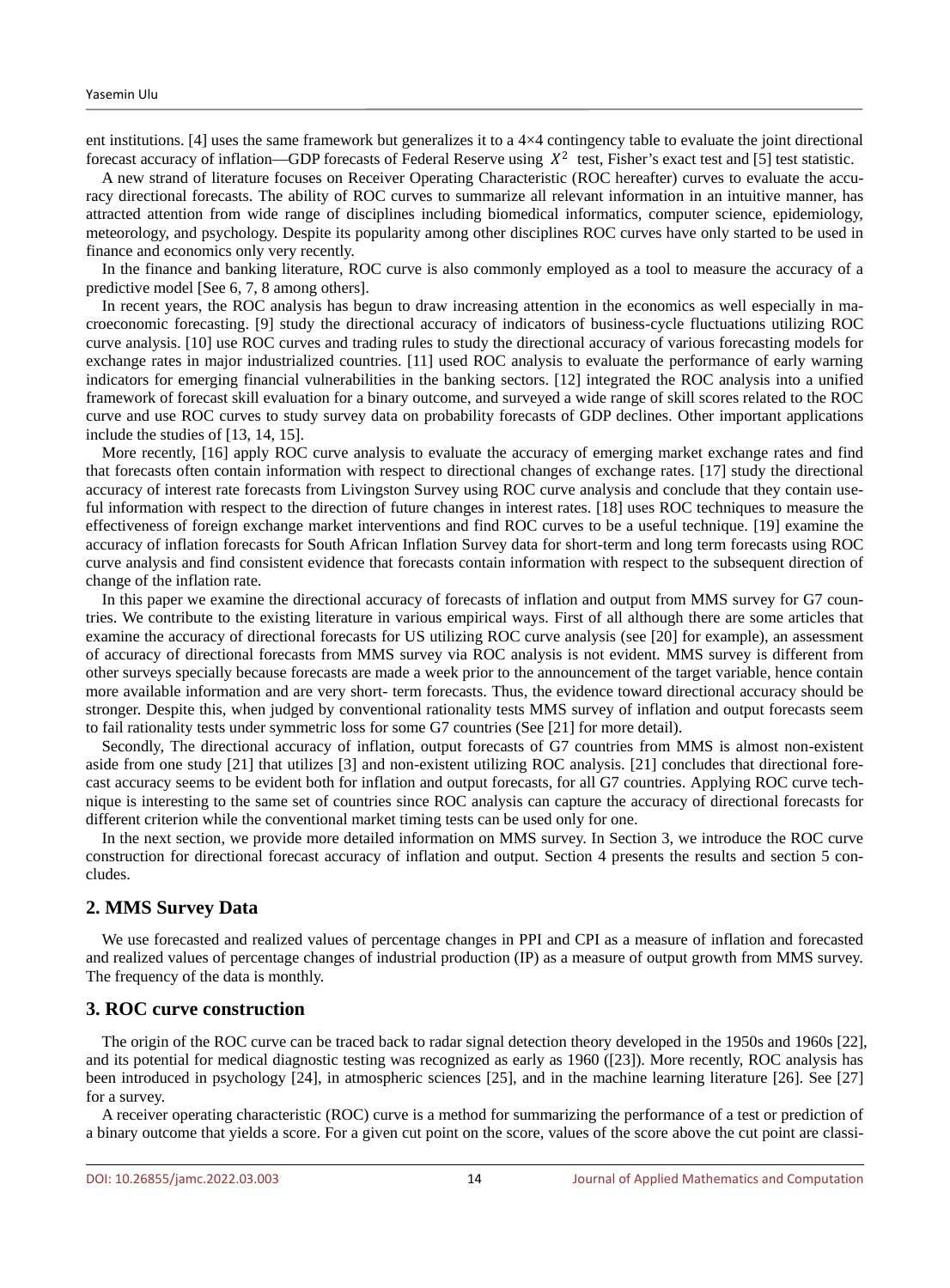ent institutions. [4] uses the same framework but generalizes it to a 4×4 contingency table to evaluate the joint directional forecast accuracy of inflation—GDP forecasts of Federal Reserve using $X^2$ test, Fisher's exact test and [5] test statistic.

A new strand of literature focuses on Receiver Operating Characteristic (ROC hereafter) curves to evaluate the accuracy directional forecasts. The ability of ROC curves to summarize all relevant information in an intuitive manner, has attracted attention from wide range of disciplines including biomedical informatics, computer science, epidemiology, meteorology, and psychology. Despite its popularity among other disciplines ROC curves have only started to be used in finance and economics only very recently.

In the finance and banking literature, ROC curve is also commonly employed as a tool to measure the accuracy of a predictive model [See 6, 7, 8 among others].

In recent years, the ROC analysis has begun to draw increasing attention in the economics as well especially in macroeconomic forecasting. [9] study the directional accuracy of indicators of business-cycle fluctuations utilizing ROC curve analysis. [10] use ROC curves and trading rules to study the directional accuracy of various forecasting models for exchange rates in major industrialized countries. [11] used ROC analysis to evaluate the performance of early warning indicators for emerging financial vulnerabilities in the banking sectors. [12] integrated the ROC analysis into a unified framework of forecast skill evaluation for a binary outcome, and surveyed a wide range of skill scores related to the ROC curve and use ROC curves to study survey data on probability forecasts of GDP declines. Other important applications include the studies of [13, 14, 15].

More recently, [16] apply ROC curve analysis to evaluate the accuracy of emerging market exchange rates and find that forecasts often contain information with respect to directional changes of exchange rates. [17] study the directional accuracy of interest rate forecasts from Livingston Survey using ROC curve analysis and conclude that they contain useful information with respect to the direction of future changes in interest rates. [18] uses ROC techniques to measure the effectiveness of foreign exchange market interventions and find ROC curves to be a useful technique. [19] examine the accuracy of inflation forecasts for South African Inflation Survey data for short-term and long term forecasts using ROC curve analysis and find consistent evidence that forecasts contain information with respect to the subsequent direction of change of the inflation rate.

In this paper we examine the directional accuracy of forecasts of inflation and output from MMS survey for G7 countries. We contribute to the existing literature in various empirical ways. First of all although there are some articles that examine the accuracy of directional forecasts for US utilizing ROC curve analysis (see [20] for example), an assessment of accuracy of directional forecasts from MMS survey via ROC analysis is not evident. MMS survey is different from other surveys specially because forecasts are made a week prior to the announcement of the target variable, hence contain more available information and are very short- term forecasts. Thus, the evidence toward directional accuracy should be stronger. Despite this, when judged by conventional rationality tests MMS survey of inflation and output forecasts seem to fail rationality tests under symmetric loss for some G7 countries (See [21] for more detail).

Secondly, The directional accuracy of inflation, output forecasts of G7 countries from MMS is almost non-existent aside from one study [21] that utilizes [3] and non-existent utilizing ROC analysis. [21] concludes that directional forecast accuracy seems to be evident both for inflation and output forecasts, for all G7 countries. Applying ROC curve technique is interesting to the same set of countries since ROC analysis can capture the accuracy of directional forecasts for different criterion while the conventional market timing tests can be used only for one.

In the next section, we provide more detailed information on MMS survey. In Section 3, we introduce the ROC curve construction for directional forecast accuracy of inflation and output. Section 4 presents the results and section 5 concludes.

## 2. MMS Survey Data

We use forecasted and realized values of percentage changes in PPI and CPI as a measure of inflation and forecasted and realized values of percentage changes of industrial production (IP) as a measure of output growth from MMS survey. The frequency of the data is monthly.

## 3. ROC curve construction

The origin of the ROC curve can be traced back to radar signal detection theory developed in the 1950s and 1960s [22], and its potential for medical diagnostic testing was recognized as early as 1960 ([23]). More recently, ROC analysis has been introduced in psychology [24], in atmospheric sciences [25], and in the machine learning literature [26]. See [27] for a survey.

A receiver operating characteristic (ROC) curve is a method for summarizing the performance of a test or prediction of a binary outcome that yields a score. For a given cut point on the score, values of the score above the cut point are classi-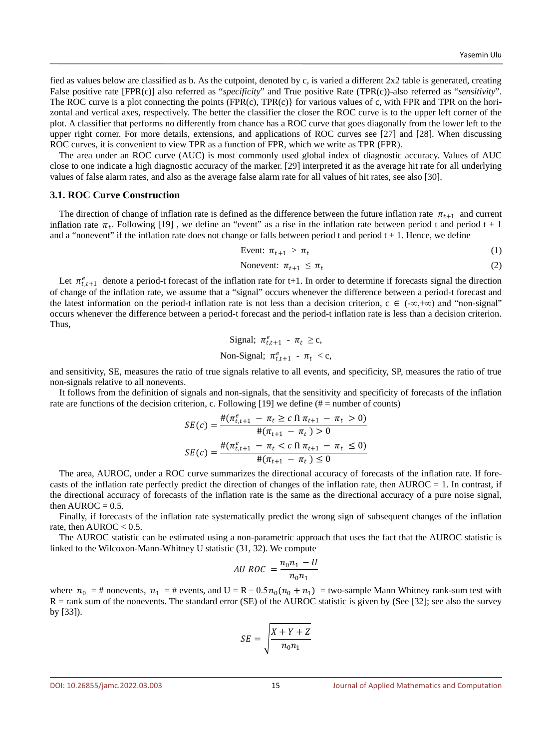fied as values below are classified as b. As the cutpoint, denoted by c, is varied a different 2x2 table is generated, creating False positive rate [FPR(c)] also referred as "*specificity*" and True positive Rate (TPR(c))-also referred as "*sensitivity*". The ROC curve is a plot connecting the points (FPR(c), TPR(c)} for various values of c, with FPR and TPR on the horizontal and vertical axes, respectively. The better the classifier the closer the ROC curve is to the upper left corner of the plot. A classifier that performs no differently from chance has a ROC curve that goes diagonally from the lower left to the upper right corner. For more details, extensions, and applications of ROC curves see [27] and [28]. When discussing ROC curves, it is convenient to view TPR as a function of FPR, which we write as TPR (FPR).

The area under an ROC curve (AUC) is most commonly used global index of diagnostic accuracy. Values of AUC close to one indicate a high diagnostic accuracy of the marker. [29] interpreted it as the average hit rate for all underlying values of false alarm rates, and also as the average false alarm rate for all values of hit rates, see also [30].

### 3.1. ROC Curve Construction

The direction of change of inflation rate is defined as the difference between the future inflation rate $\pi_{t+1}$ and current inflation rate $\pi_t$. Following [19] , we define an "event" as a rise in the inflation rate between period t and period t + 1 and a "nonevent" if the inflation rate does not change or falls between period t and period t + 1. Hence, we define

$$\text{Event: } \pi_{t+1} > \pi_t \tag{1}$$

$$\text{Nonevent: } \pi_{t+1} \le \pi_t \tag{2}$$

Let $\pi^e_{t,t+1}$ denote a period-t forecast of the inflation rate for t+1. In order to determine if forecasts signal the direction of change of the inflation rate, we assume that a "signal" occurs whenever the difference between a period-t forecast and the latest information on the period-t inflation rate is not less than a decision criterion, $c \in (-\infty,+\infty)$ and "non-signal" occurs whenever the difference between a period-t forecast and the period-t inflation rate is less than a decision criterion. Thus,

$$\text{Signal; } \pi^e_{t,t+1} - \pi_t \ge c,$$

$$\text{Non-Signal; } \pi^e_{t,t+1} - \pi_t < c,$$

and sensitivity, SE, measures the ratio of true signals relative to all events, and specificity, SP, measures the ratio of true non-signals relative to all nonevents.

It follows from the definition of signals and non-signals, that the sensitivity and specificity of forecasts of the inflation rate are functions of the decision criterion, c. Following [19] we define (# = number of counts)

$$SE(c) = \frac{\#(\pi^e_{t,t+1} - \pi_t \ge c \cap \pi_{t+1} - \pi_t > 0)}{\#(\pi_{t+1} - \pi_t) > 0}$$

$$SE(c) = \frac{\#(\pi^e_{t,t+1} - \pi_t < c \cap \pi_{t+1} - \pi_t \le 0)}{\#(\pi_{t+1} - \pi_t) \le 0}$$

The area, AUROC, under a ROC curve summarizes the directional accuracy of forecasts of the inflation rate. If forecasts of the inflation rate perfectly predict the direction of changes of the inflation rate, then AUROC = 1. In contrast, if the directional accuracy of forecasts of the inflation rate is the same as the directional accuracy of a pure noise signal, then AUROC = 0.5.

Finally, if forecasts of the inflation rate systematically predict the wrong sign of subsequent changes of the inflation rate, then AUROC < 0.5.

The AUROC statistic can be estimated using a non-parametric approach that uses the fact that the AUROC statistic is linked to the Wilcoxon-Mann-Whitney U statistic (31, 32). We compute

$$AU\ ROC = \frac{n_0 n_1 - U}{n_0 n_1}$$

where $n_0$ = # nonevents, $n_1$ = # events, and $U = R - 0.5 n_0(n_0 + n_1)$ = two-sample Mann Whitney rank-sum test with R = rank sum of the nonevents. The standard error (SE) of the AUROC statistic is given by (See [32]; see also the survey by [33]).

$$SE = \sqrt{\frac{X + Y + Z}{n_0 n_1}}$$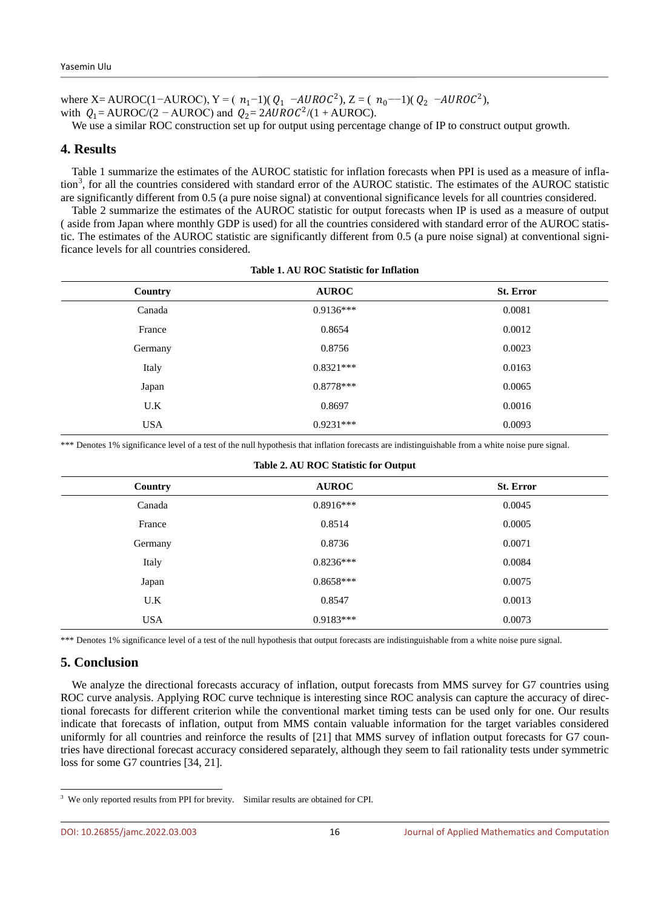where X= AUROC(1−AUROC), Y = ( $n_1$−1)( $Q_1$ $-AUROC^2$), Z = ( $n_0$−−1)( $Q_2$ $-AUROC^2$), with $Q_1$= AUROC/(2 − AUROC) and $Q_2$= $2AUROC^2$/(1 + AUROC).

We use a similar ROC construction set up for output using percentage change of IP to construct output growth.

## 4. Results

Table 1 summarize the estimates of the AUROC statistic for inflation forecasts when PPI is used as a measure of inflation[3], for all the countries considered with standard error of the AUROC statistic. The estimates of the AUROC statistic are significantly different from 0.5 (a pure noise signal) at conventional significance levels for all countries considered.

Table 2 summarize the estimates of the AUROC statistic for output forecasts when IP is used as a measure of output ( aside from Japan where monthly GDP is used) for all the countries considered with standard error of the AUROC statistic. The estimates of the AUROC statistic are significantly different from 0.5 (a pure noise signal) at conventional significance levels for all countries considered.

**Table 1. AU ROC Statistic for Inflation**

| Country | AUROC | St. Error |
|---|---|---|
| Canada | 0.9136*** | 0.0081 |
| France | 0.8654 | 0.0012 |
| Germany | 0.8756 | 0.0023 |
| Italy | 0.8321*** | 0.0163 |
| Japan | 0.8778*** | 0.0065 |
| U.K | 0.8697 | 0.0016 |
| USA | 0.9231*** | 0.0093 |

*** Denotes 1% significance level of a test of the null hypothesis that inflation forecasts are indistinguishable from a white noise pure signal.

**Table 2. AU ROC Statistic for Output**

| Country | AUROC | St. Error |
|---|---|---|
| Canada | 0.8916*** | 0.0045 |
| France | 0.8514 | 0.0005 |
| Germany | 0.8736 | 0.0071 |
| Italy | 0.8236*** | 0.0084 |
| Japan | 0.8658*** | 0.0075 |
| U.K | 0.8547 | 0.0013 |
| USA | 0.9183*** | 0.0073 |

*** Denotes 1% significance level of a test of the null hypothesis that output forecasts are indistinguishable from a white noise pure signal.

## 5. Conclusion

We analyze the directional forecasts accuracy of inflation, output forecasts from MMS survey for G7 countries using ROC curve analysis. Applying ROC curve technique is interesting since ROC analysis can capture the accuracy of directional forecasts for different criterion while the conventional market timing tests can be used only for one. Our results indicate that forecasts of inflation, output from MMS contain valuable information for the target variables considered uniformly for all countries and reinforce the results of [21] that MMS survey of inflation output forecasts for G7 countries have directional forecast accuracy considered separately, although they seem to fail rationality tests under symmetric loss for some G7 countries [34, 21].

[3] We only reported results from PPI for brevity. Similar results are obtained for CPI.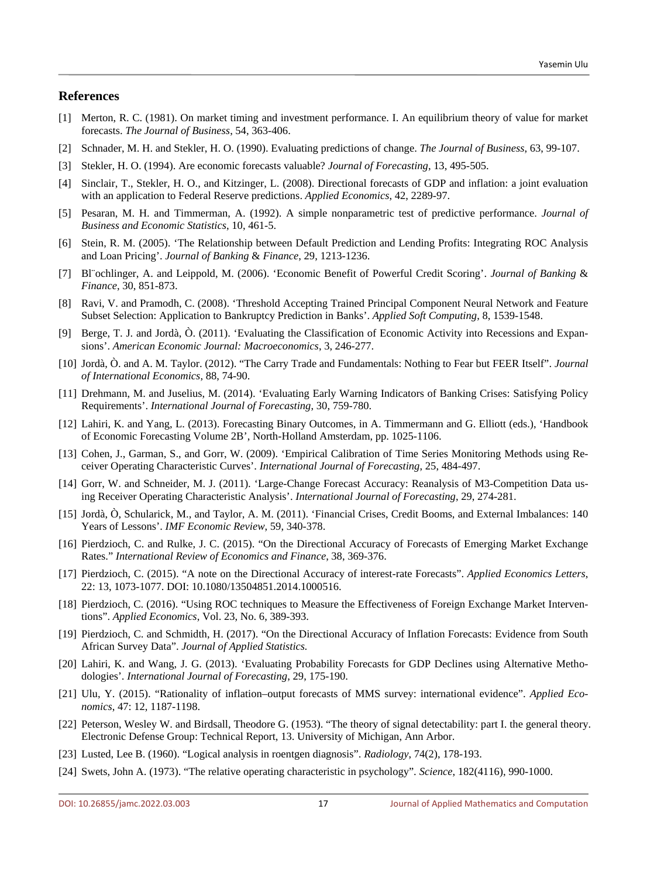## References

[1] Merton, R. C. (1981). On market timing and investment performance. I. An equilibrium theory of value for market forecasts. *The Journal of Business*, 54, 363-406.

[2] Schnader, M. H. and Stekler, H. O. (1990). Evaluating predictions of change. *The Journal of Business*, 63, 99-107.

[3] Stekler, H. O. (1994). Are economic forecasts valuable? *Journal of Forecasting*, 13, 495-505.

[4] Sinclair, T., Stekler, H. O., and Kitzinger, L. (2008). Directional forecasts of GDP and inflation: a joint evaluation with an application to Federal Reserve predictions. *Applied Economics*, 42, 2289-97.

[5] Pesaran, M. H. and Timmerman, A. (1992). A simple nonparametric test of predictive performance. *Journal of Business and Economic Statistics*, 10, 461-5.

[6] Stein, R. M. (2005). 'The Relationship between Default Prediction and Lending Profits: Integrating ROC Analysis and Loan Pricing'. *Journal of Banking* & *Finance*, 29, 1213-1236.

[7] Bl¨ochlinger, A. and Leippold, M. (2006). 'Economic Benefit of Powerful Credit Scoring'. *Journal of Banking* & *Finance*, 30, 851-873.

[8] Ravi, V. and Pramodh, C. (2008). 'Threshold Accepting Trained Principal Component Neural Network and Feature Subset Selection: Application to Bankruptcy Prediction in Banks'. *Applied Soft Computing*, 8, 1539-1548.

[9] Berge, T. J. and Jordà, Ò. (2011). 'Evaluating the Classification of Economic Activity into Recessions and Expansions'. *American Economic Journal: Macroeconomics*, 3, 246-277.

[10] Jordà, Ò. and A. M. Taylor. (2012). "The Carry Trade and Fundamentals: Nothing to Fear but FEER Itself". *Journal of International Economics*, 88, 74-90.

[11] Drehmann, M. and Juselius, M. (2014). 'Evaluating Early Warning Indicators of Banking Crises: Satisfying Policy Requirements'. *International Journal of Forecasting*, 30, 759-780.

[12] Lahiri, K. and Yang, L. (2013). Forecasting Binary Outcomes, in A. Timmermann and G. Elliott (eds.), 'Handbook of Economic Forecasting Volume 2B', North-Holland Amsterdam, pp. 1025-1106.

[13] Cohen, J., Garman, S., and Gorr, W. (2009). 'Empirical Calibration of Time Series Monitoring Methods using Receiver Operating Characteristic Curves'. *International Journal of Forecasting*, 25, 484-497.

[14] Gorr, W. and Schneider, M. J. (2011). 'Large-Change Forecast Accuracy: Reanalysis of M3-Competition Data using Receiver Operating Characteristic Analysis'. *International Journal of Forecasting*, 29, 274-281.

[15] Jordà, Ò, Schularick, M., and Taylor, A. M. (2011). 'Financial Crises, Credit Booms, and External Imbalances: 140 Years of Lessons'. *IMF Economic Review*, 59, 340-378.

[16] Pierdzioch, C. and Rulke, J. C. (2015). "On the Directional Accuracy of Forecasts of Emerging Market Exchange Rates." *International Review of Economics and Finance*, 38, 369-376.

[17] Pierdzioch, C. (2015). "A note on the Directional Accuracy of interest-rate Forecasts". *Applied Economics Letters*, 22: 13, 1073-1077. DOI: 10.1080/13504851.2014.1000516.

[18] Pierdzioch, C. (2016). "Using ROC techniques to Measure the Effectiveness of Foreign Exchange Market Interventions". *Applied Economics*, Vol. 23, No. 6, 389-393.

[19] Pierdzioch, C. and Schmidth, H. (2017). "On the Directional Accuracy of Inflation Forecasts: Evidence from South African Survey Data". *Journal of Applied Statistics.*

[20] Lahiri, K. and Wang, J. G. (2013). 'Evaluating Probability Forecasts for GDP Declines using Alternative Methodologies'. *International Journal of Forecasting*, 29, 175-190.

[21] Ulu, Y. (2015). "Rationality of inflation–output forecasts of MMS survey: international evidence". *Applied Economics*, 47: 12, 1187-1198.

[22] Peterson, Wesley W. and Birdsall, Theodore G. (1953). "The theory of signal detectability: part I. the general theory. Electronic Defense Group: Technical Report, 13. University of Michigan, Ann Arbor.

[23] Lusted, Lee B. (1960). "Logical analysis in roentgen diagnosis". *Radiology*, 74(2), 178-193.

[24] Swets, John A. (1973). "The relative operating characteristic in psychology". *Science*, 182(4116), 990-1000.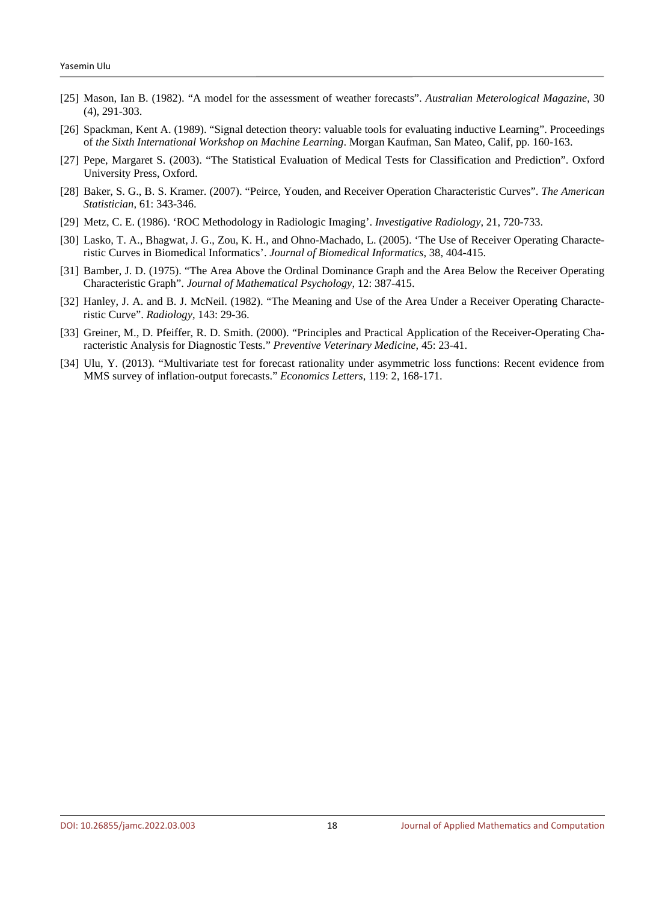[25] Mason, Ian B. (1982). "A model for the assessment of weather forecasts". *Australian Meterological Magazine*, 30 (4), 291-303.

[26] Spackman, Kent A. (1989). "Signal detection theory: valuable tools for evaluating inductive Learning". Proceedings of *the Sixth International Workshop on Machine Learning*. Morgan Kaufman, San Mateo, Calif, pp. 160-163.

[27] Pepe, Margaret S. (2003). "The Statistical Evaluation of Medical Tests for Classification and Prediction". Oxford University Press, Oxford.

[28] Baker, S. G., B. S. Kramer. (2007). "Peirce, Youden, and Receiver Operation Characteristic Curves". *The American Statistician*, 61: 343-346.

[29] Metz, C. E. (1986). 'ROC Methodology in Radiologic Imaging'. *Investigative Radiology*, 21, 720-733.

[30] Lasko, T. A., Bhagwat, J. G., Zou, K. H., and Ohno-Machado, L. (2005). 'The Use of Receiver Operating Characteristic Curves in Biomedical Informatics'. *Journal of Biomedical Informatics*, 38, 404-415.

[31] Bamber, J. D. (1975). "The Area Above the Ordinal Dominance Graph and the Area Below the Receiver Operating Characteristic Graph". *Journal of Mathematical Psychology*, 12: 387-415.

[32] Hanley, J. A. and B. J. McNeil. (1982). "The Meaning and Use of the Area Under a Receiver Operating Characteristic Curve". *Radiology*, 143: 29-36.

[33] Greiner, M., D. Pfeiffer, R. D. Smith. (2000). "Principles and Practical Application of the Receiver-Operating Characteristic Analysis for Diagnostic Tests." *Preventive Veterinary Medicine*, 45: 23-41.

[34] Ulu, Y. (2013). "Multivariate test for forecast rationality under asymmetric loss functions: Recent evidence from MMS survey of inflation-output forecasts." *Economics Letters*, 119: 2, 168-171.